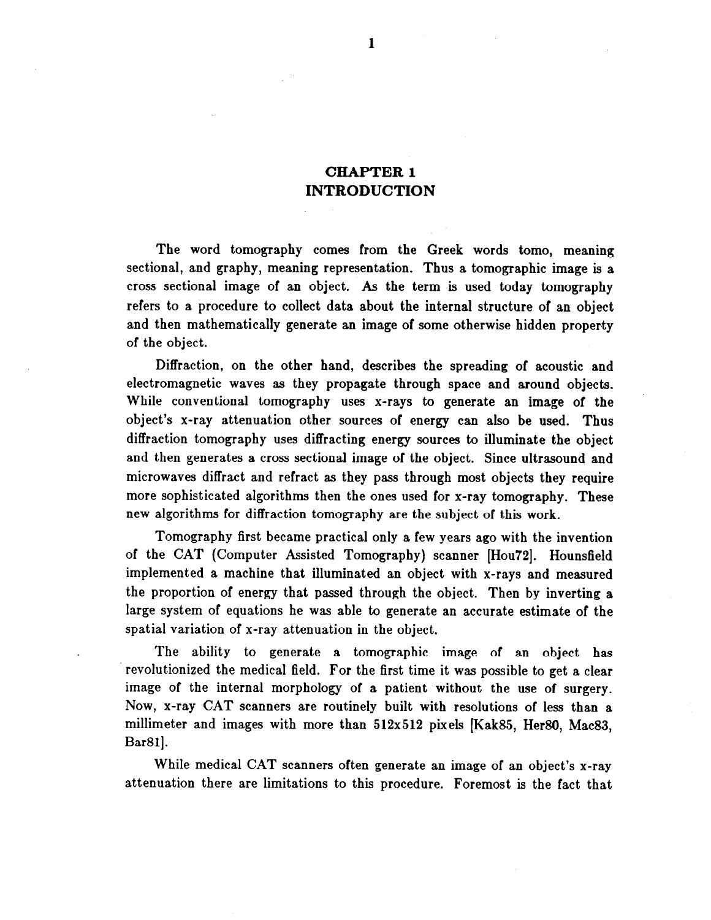# CHAPTER 1
# INTRODUCTION

The word tomography comes from the Greek words tomo, meaning sectional, and graphy, meaning representation. Thus a tomographic image is a cross sectional image of an object. As the term is used today tomography refers to a procedure to collect data about the internal structure of an object and then mathematically generate an image of some otherwise hidden property of the object.

Diffraction, on the other hand, describes the spreading of acoustic and electromagnetic waves as they propagate through space and around objects. While conventional tomography uses x-rays to generate an image of the object's x-ray attenuation other sources of energy can also be used. Thus diffraction tomography uses diffracting energy sources to illuminate the object and then generates a cross sectional image of the object. Since ultrasound and microwaves diffract and refract as they pass through most objects they require more sophisticated algorithms then the ones used for x-ray tomography. These new algorithms for diffraction tomography are the subject of this work.

Tomography first became practical only a few years ago with the invention of the CAT (Computer Assisted Tomography) scanner [Hou72]. Hounsfield implemented a machine that illuminated an object with x-rays and measured the proportion of energy that passed through the object. Then by inverting a large system of equations he was able to generate an accurate estimate of the spatial variation of x-ray attenuation in the object.

The ability to generate a tomographic image of an object has revolutionized the medical field. For the first time it was possible to get a clear image of the internal morphology of a patient without the use of surgery. Now, x-ray CAT scanners are routinely built with resolutions of less than a millimeter and images with more than 512x512 pixels [Kak85, Her80, Mac83, Bar81].

While medical CAT scanners often generate an image of an object's x-ray attenuation there are limitations to this procedure. Foremost is the fact that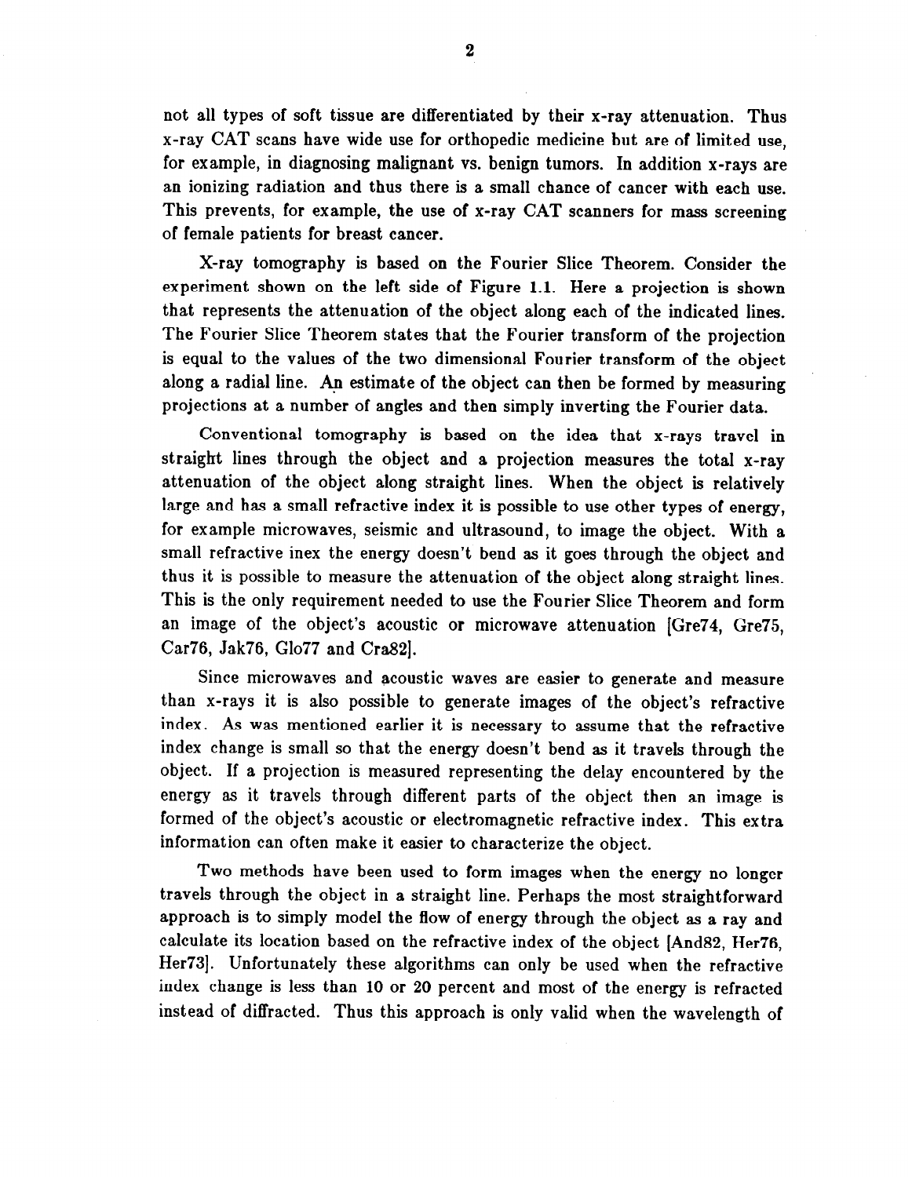not all types of soft tissue are differentiated by their x-ray attenuation. Thus x-ray CAT scans have wide use for orthopedic medicine but are of limited use, for example, in diagnosing malignant vs. benign tumors. In addition x-rays are an ionizing radiation and thus there is a small chance of cancer with each use. This prevents, for example, the use of x-ray CAT scanners for mass screening of female patients for breast cancer.

X-ray tomography is based on the Fourier Slice Theorem. Consider the experiment shown on the left side of Figure 1.1. Here a projection is shown that represents the attenuation of the object along each of the indicated lines. The Fourier Slice Theorem states that the Fourier transform of the projection is equal to the values of the two dimensional Fourier transform of the object along a radial line. An estimate of the object can then be formed by measuring projections at a number of angles and then simply inverting the Fourier data.

Conventional tomography is based on the idea that x-rays travel in straight lines through the object and a projection measures the total x-ray attenuation of the object along straight lines. When the object is relatively large and has a small refractive index it is possible to use other types of energy, for example microwaves, seismic and ultrasound, to image the object. With a small refractive inex the energy doesn't bend as it goes through the object and thus it is possible to measure the attenuation of the object along straight lines. This is the only requirement needed to use the Fourier Slice Theorem and form an image of the object's acoustic or microwave attenuation [Gre74, Gre75, Car76, Jak76, Glo77 and Cra82].

Since microwaves and acoustic waves are easier to generate and measure than x-rays it is also possible to generate images of the object's refractive index. As was mentioned earlier it is necessary to assume that the refractive index change is small so that the energy doesn't bend as it travels through the object. If a projection is measured representing the delay encountered by the energy as it travels through different parts of the object then an image is formed of the object's acoustic or electromagnetic refractive index. This extra information can often make it easier to characterize the object.

Two methods have been used to form images when the energy no longer travels through the object in a straight line. Perhaps the most straightforward approach is to simply model the flow of energy through the object as a ray and calculate its location based on the refractive index of the object [And82, Her76, Her73]. Unfortunately these algorithms can only be used when the refractive index change is less than 10 or 20 percent and most of the energy is refracted instead of diffracted. Thus this approach is only valid when the wavelength of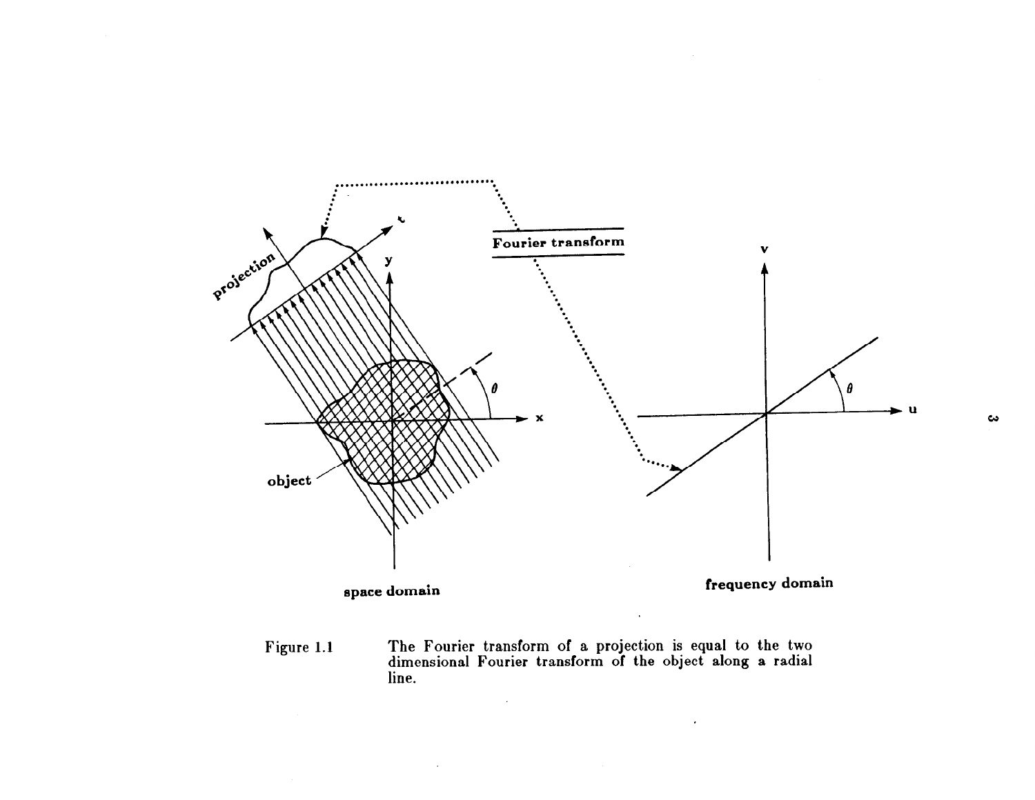Figure 1.1 The Fourier transform of a projection is equal to the two dimensional Fourier transform of the object along a radial line.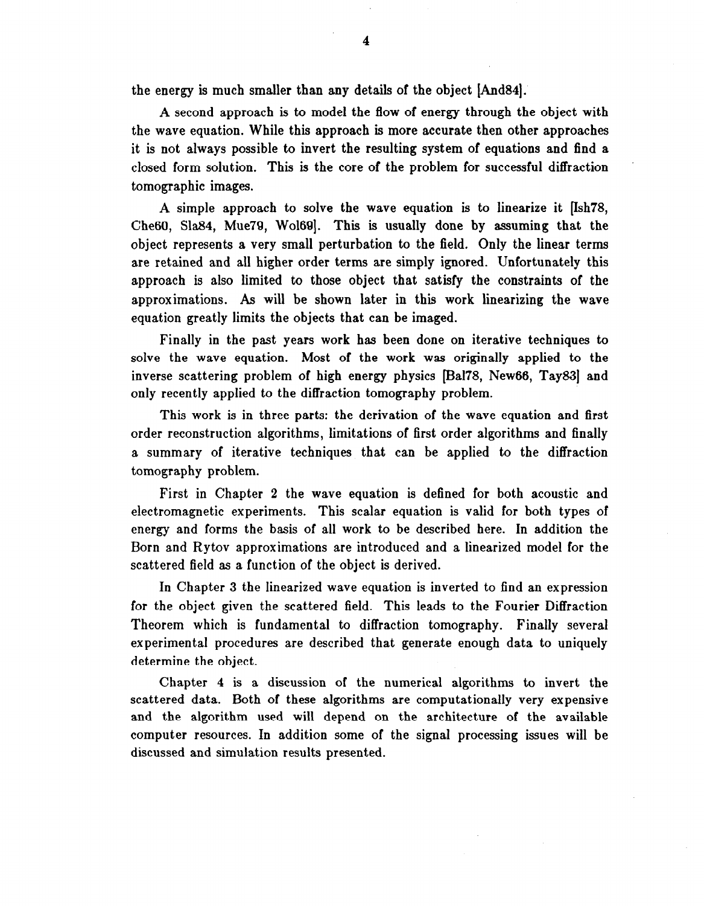the energy is much smaller than any details of the object [And84].

A second approach is to model the flow of energy through the object with the wave equation. While this approach is more accurate then other approaches it is not always possible to invert the resulting system of equations and find a closed form solution. This is the core of the problem for successful diffraction tomographic images.

A simple approach to solve the wave equation is to linearize it [Ish78, Che60, Sla84, Mue79, Wol69]. This is usually done by assuming that the object represents a very small perturbation to the field. Only the linear terms are retained and all higher order terms are simply ignored. Unfortunately this approach is also limited to those object that satisfy the constraints of the approximations. As will be shown later in this work linearizing the wave equation greatly limits the objects that can be imaged.

Finally in the past years work has been done on iterative techniques to solve the wave equation. Most of the work was originally applied to the inverse scattering problem of high energy physics [Bal78, New66, Tay83] and only recently applied to the diffraction tomography problem.

This work is in three parts: the derivation of the wave equation and first order reconstruction algorithms, limitations of first order algorithms and finally a summary of iterative techniques that can be applied to the diffraction tomography problem.

First in Chapter 2 the wave equation is defined for both acoustic and electromagnetic experiments. This scalar equation is valid for both types of energy and forms the basis of all work to be described here. In addition the Born and Rytov approximations are introduced and a linearized model for the scattered field as a function of the object is derived.

In Chapter 3 the linearized wave equation is inverted to find an expression for the object given the scattered field. This leads to the Fourier Diffraction Theorem which is fundamental to diffraction tomography. Finally several experimental procedures are described that generate enough data to uniquely determine the object.

Chapter 4 is a discussion of the numerical algorithms to invert the scattered data. Both of these algorithms are computationally very expensive and the algorithm used will depend on the architecture of the available computer resources. In addition some of the signal processing issues will be discussed and simulation results presented.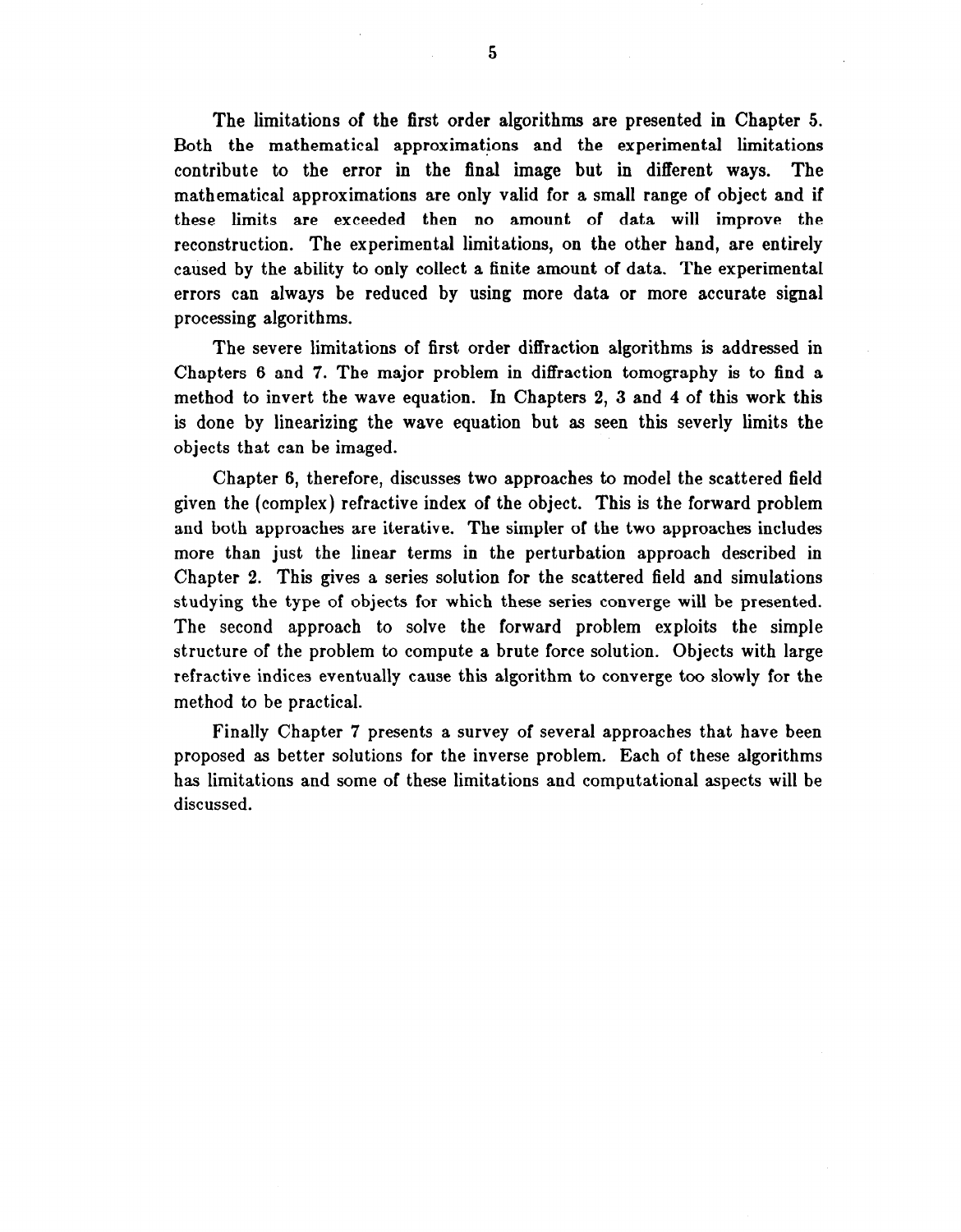The limitations of the first order algorithms are presented in Chapter 5. Both the mathematical approximations and the experimental limitations contribute to the error in the final image but in different ways. The mathematical approximations are only valid for a small range of object and if these limits are exceeded then no amount of data will improve the reconstruction. The experimental limitations, on the other hand, are entirely caused by the ability to only collect a finite amount of data. The experimental errors can always be reduced by using more data or more accurate signal processing algorithms.

The severe limitations of first order diffraction algorithms is addressed in Chapters 6 and 7. The major problem in diffraction tomography is to find a method to invert the wave equation. In Chapters 2, 3 and 4 of this work this is done by linearizing the wave equation but as seen this severly limits the objects that can be imaged.

Chapter 6, therefore, discusses two approaches to model the scattered field given the (complex) refractive index of the object. This is the forward problem and both approaches are iterative. The simpler of the two approaches includes more than just the linear terms in the perturbation approach described in Chapter 2. This gives a series solution for the scattered field and simulations studying the type of objects for which these series converge will be presented. The second approach to solve the forward problem exploits the simple structure of the problem to compute a brute force solution. Objects with large refractive indices eventually cause this algorithm to converge too slowly for the method to be practical.

Finally Chapter 7 presents a survey of several approaches that have been proposed as better solutions for the inverse problem. Each of these algorithms has limitations and some of these limitations and computational aspects will be discussed.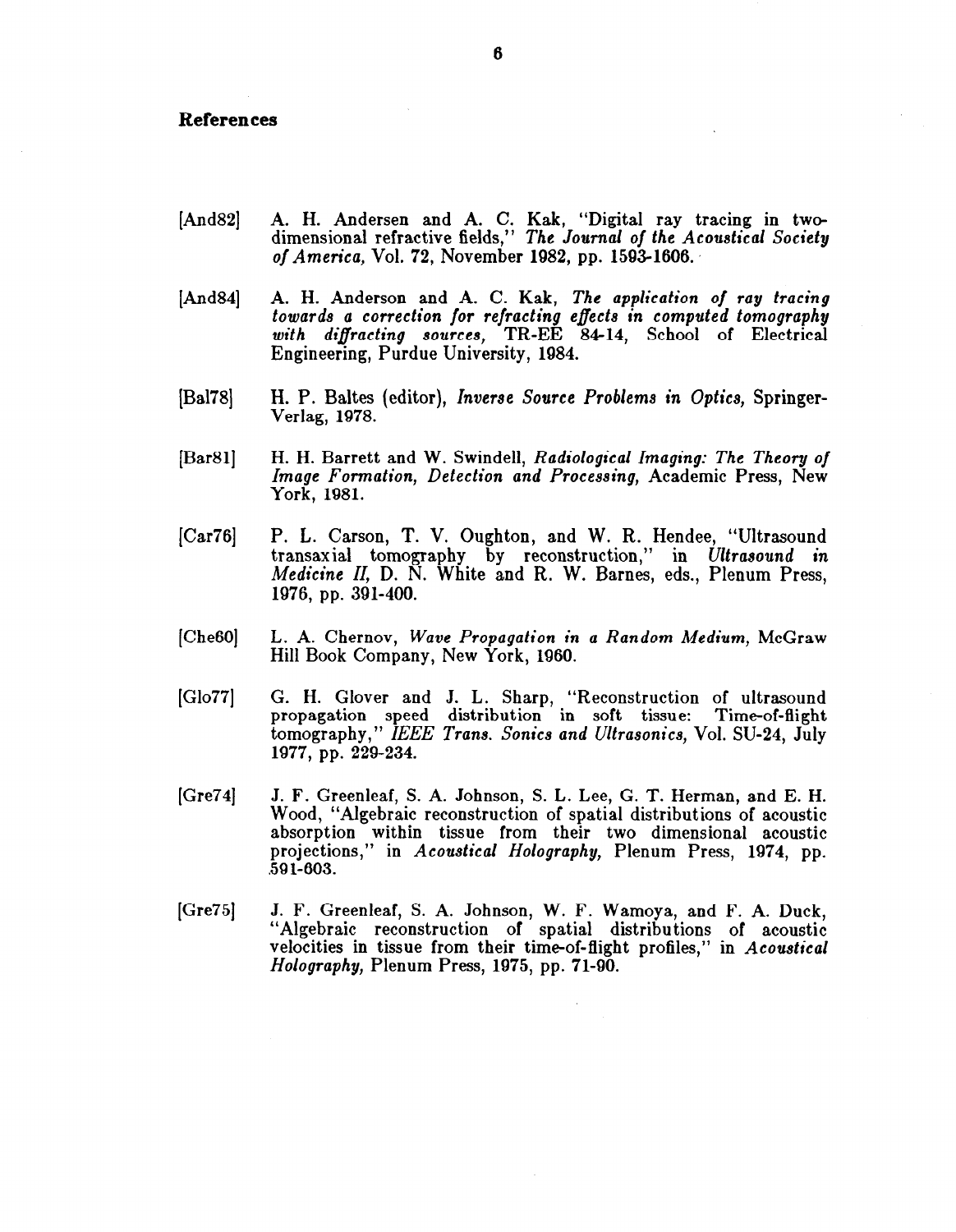## References

[And82] A. H. Andersen and A. C. Kak, "Digital ray tracing in two-dimensional refractive fields," *The Journal of the Acoustical Society of America,* Vol. 72, November 1982, pp. 1593-1606.

[And84] A. H. Anderson and A. C. Kak, *The application of ray tracing towards a correction for refracting effects in computed tomography with diffracting sources,* TR-EE 84-14, School of Electrical Engineering, Purdue University, 1984.

[Bal78] H. P. Baltes (editor), *Inverse Source Problems in Optics,* Springer-Verlag, 1978.

[Bar81] H. H. Barrett and W. Swindell, *Radiological Imaging: The Theory of Image Formation, Detection and Processing,* Academic Press, New York, 1981.

[Car76] P. L. Carson, T. V. Oughton, and W. R. Hendee, "Ultrasound transaxial tomography by reconstruction," in *Ultrasound in Medicine II,* D. N. White and R. W. Barnes, eds., Plenum Press, 1976, pp. 391-400.

[Che60] L. A. Chernov, *Wave Propagation in a Random Medium,* McGraw Hill Book Company, New York, 1960.

[Glo77] G. H. Glover and J. L. Sharp, "Reconstruction of ultrasound propagation speed distribution in soft tissue: Time-of-flight tomography," *IEEE Trans. Sonics and Ultrasonics,* Vol. SU-24, July 1977, pp. 229-234.

[Gre74] J. F. Greenleaf, S. A. Johnson, S. L. Lee, G. T. Herman, and E. H. Wood, "Algebraic reconstruction of spatial distributions of acoustic absorption within tissue from their two dimensional acoustic projections," in *Acoustical Holography,* Plenum Press, 1974, pp. 591-603.

[Gre75] J. F. Greenleaf, S. A. Johnson, W. F. Wamoya, and F. A. Duck, "Algebraic reconstruction of spatial distributions of acoustic velocities in tissue from their time-of-flight profiles," in *Acoustical Holography,* Plenum Press, 1975, pp. 71-90.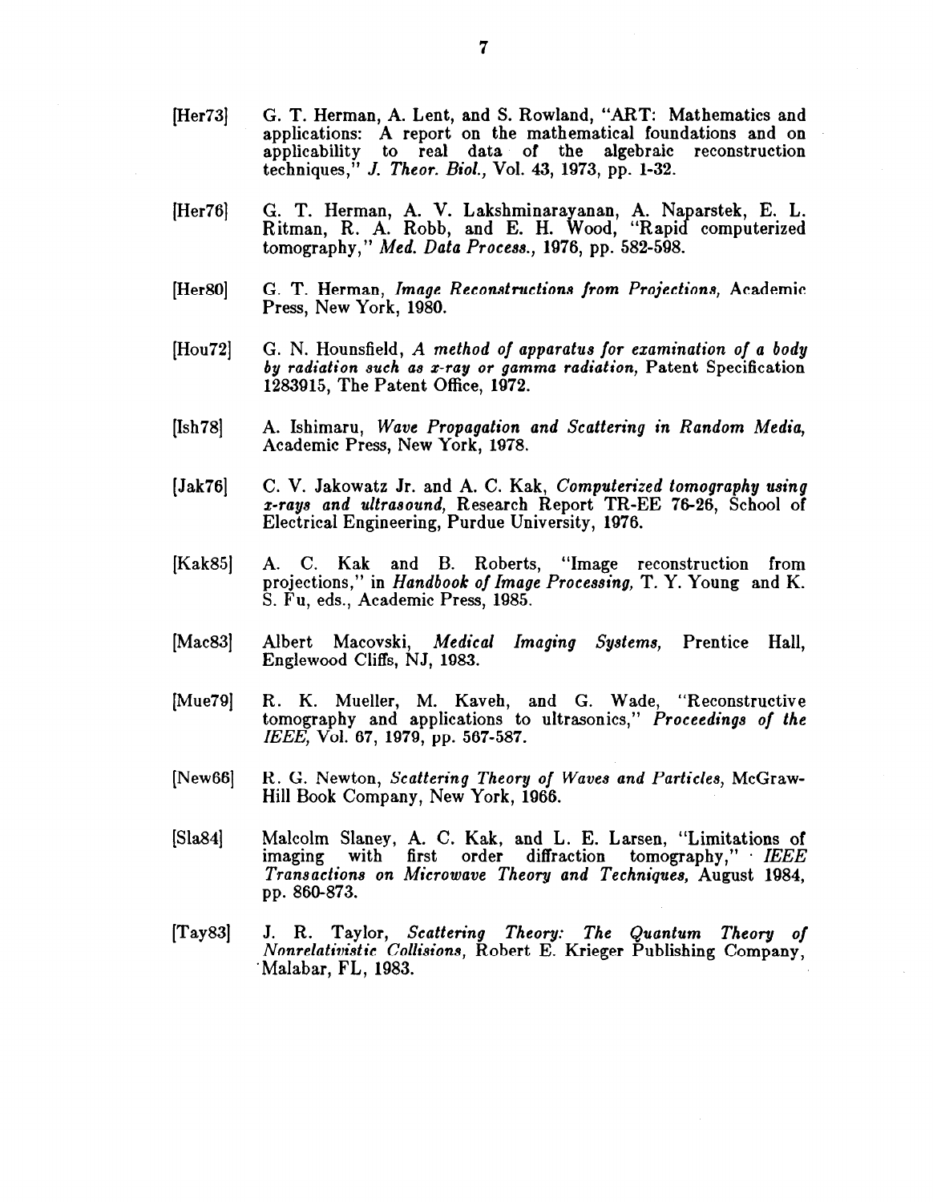[Her73] G. T. Herman, A. Lent, and S. Rowland, "ART: Mathematics and applications: A report on the mathematical foundations and on applicability to real data of the algebraic reconstruction techniques," *J. Theor. Biol.*, Vol. 43, 1973, pp. 1-32.

[Her76] G. T. Herman, A. V. Lakshminarayanan, A. Naparstek, E. L. Ritman, R. A. Robb, and E. H. Wood, "Rapid computerized tomography," *Med. Data Process.*, 1976, pp. 582-598.

[Her80] G. T. Herman, *Image Reconstructions from Projections*, Academic Press, New York, 1980.

[Hou72] G. N. Hounsfield, *A method of apparatus for examination of a body by radiation such as x-ray or gamma radiation*, Patent Specification 1283915, The Patent Office, 1972.

[Ish78] A. Ishimaru, *Wave Propagation and Scattering in Random Media*, Academic Press, New York, 1978.

[Jak76] C. V. Jakowatz Jr. and A. C. Kak, *Computerized tomography using x-rays and ultrasound*, Research Report TR-EE 76-26, School of Electrical Engineering, Purdue University, 1976.

[Kak85] A. C. Kak and B. Roberts, "Image reconstruction from projections," in *Handbook of Image Processing*, T. Y. Young and K. S. Fu, eds., Academic Press, 1985.

[Mac83] Albert Macovski, *Medical Imaging Systems*, Prentice Hall, Englewood Cliffs, NJ, 1983.

[Mue79] R. K. Mueller, M. Kaveh, and G. Wade, "Reconstructive tomography and applications to ultrasonics," *Proceedings of the IEEE*, Vol. 67, 1979, pp. 567-587.

[New66] R. G. Newton, *Scattering Theory of Waves and Particles*, McGraw-Hill Book Company, New York, 1966.

[Sla84] Malcolm Slaney, A. C. Kak, and L. E. Larsen, "Limitations of imaging with first order diffraction tomography," *IEEE Transactions on Microwave Theory and Techniques*, August 1984, pp. 860-873.

[Tay83] J. R. Taylor, *Scattering Theory: The Quantum Theory of Nonrelativistic Collisions*, Robert E. Krieger Publishing Company, Malabar, FL, 1983.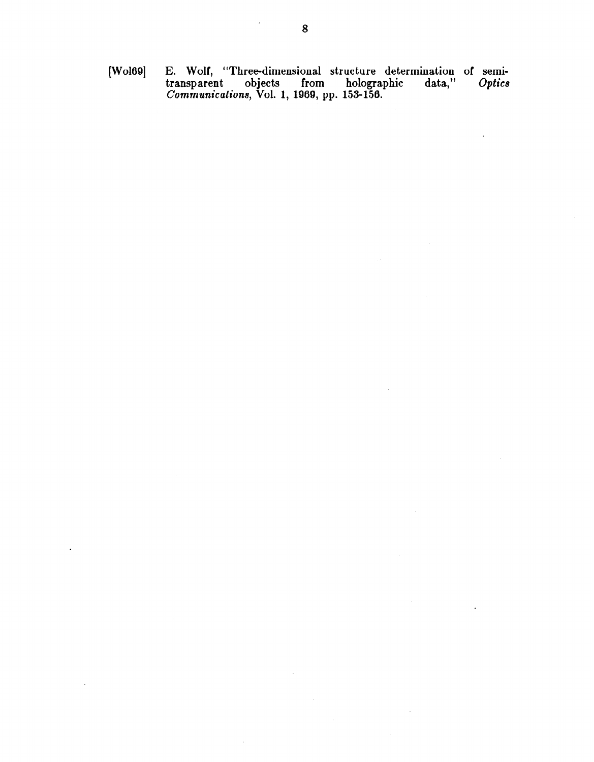[Wol69] E. Wolf, "Three-dimensional structure determination of semi-transparent objects from holographic data," *Optics Communications*, Vol. 1, 1969, pp. 153-156.